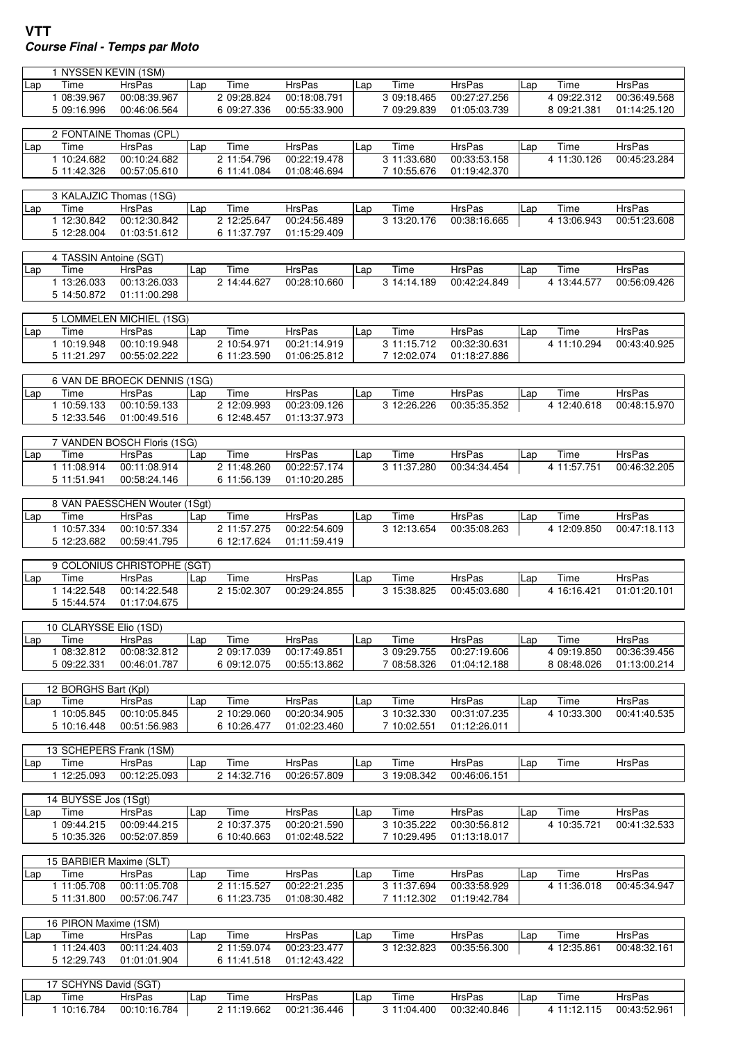# VTT

***Course Final - Temps par Moto***

### 1 NYSSEN KEVIN (1SM)

| Lap | Time | HrsPas | Lap | Time | HrsPas | Lap | Time | HrsPas | Lap | Time | HrsPas |
|---|---|---|---|---|---|---|---|---|---|---|---|
| 1 | 08:39.967 | 00:08:39.967 | 2 | 09:28.824 | 00:18:08.791 | 3 | 09:18.465 | 00:27:27.256 | 4 | 09:22.312 | 00:36:49.568 |
| 5 | 09:16.996 | 00:46:06.564 | 6 | 09:27.336 | 00:55:33.900 | 7 | 09:29.839 | 01:05:03.739 | 8 | 09:21.381 | 01:14:25.120 |

### 2 FONTAINE Thomas (CPL)

| Lap | Time | HrsPas | Lap | Time | HrsPas | Lap | Time | HrsPas | Lap | Time | HrsPas |
|---|---|---|---|---|---|---|---|---|---|---|---|
| 1 | 10:24.682 | 00:10:24.682 | 2 | 11:54.796 | 00:22:19.478 | 3 | 11:33.680 | 00:33:53.158 | 4 | 11:30.126 | 00:45:23.284 |
| 5 | 11:42.326 | 00:57:05.610 | 6 | 11:41.084 | 01:08:46.694 | 7 | 10:55.676 | 01:19:42.370 | | | |

### 3 KALAJZIC Thomas (1SG)

| Lap | Time | HrsPas | Lap | Time | HrsPas | Lap | Time | HrsPas | Lap | Time | HrsPas |
|---|---|---|---|---|---|---|---|---|---|---|---|
| 1 | 12:30.842 | 00:12:30.842 | 2 | 12:25.647 | 00:24:56.489 | 3 | 13:20.176 | 00:38:16.665 | 4 | 13:06.943 | 00:51:23.608 |
| 5 | 12:28.004 | 01:03:51.612 | 6 | 11:37.797 | 01:15:29.409 | | | | | | |

### 4 TASSIN Antoine (SGT)

| Lap | Time | HrsPas | Lap | Time | HrsPas | Lap | Time | HrsPas | Lap | Time | HrsPas |
|---|---|---|---|---|---|---|---|---|---|---|---|
| 1 | 13:26.033 | 00:13:26.033 | 2 | 14:44.627 | 00:28:10.660 | 3 | 14:14.189 | 00:42:24.849 | 4 | 13:44.577 | 00:56:09.426 |
| 5 | 14:50.872 | 01:11:00.298 | | | | | | | | | |

### 5 LOMMELEN MICHIEL (1SG)

| Lap | Time | HrsPas | Lap | Time | HrsPas | Lap | Time | HrsPas | Lap | Time | HrsPas |
|---|---|---|---|---|---|---|---|---|---|---|---|
| 1 | 10:19.948 | 00:10:19.948 | 2 | 10:54.971 | 00:21:14.919 | 3 | 11:15.712 | 00:32:30.631 | 4 | 11:10.294 | 00:43:40.925 |
| 5 | 11:21.297 | 00:55:02.222 | 6 | 11:23.590 | 01:06:25.812 | 7 | 12:02.074 | 01:18:27.886 | | | |

### 6 VAN DE BROECK DENNIS (1SG)

| Lap | Time | HrsPas | Lap | Time | HrsPas | Lap | Time | HrsPas | Lap | Time | HrsPas |
|---|---|---|---|---|---|---|---|---|---|---|---|
| 1 | 10:59.133 | 00:10:59.133 | 2 | 12:09.993 | 00:23:09.126 | 3 | 12:26.226 | 00:35:35.352 | 4 | 12:40.618 | 00:48:15.970 |
| 5 | 12:33.546 | 01:00:49.516 | 6 | 12:48.457 | 01:13:37.973 | | | | | | |

### 7 VANDEN BOSCH Floris (1SG)

| Lap | Time | HrsPas | Lap | Time | HrsPas | Lap | Time | HrsPas | Lap | Time | HrsPas |
|---|---|---|---|---|---|---|---|---|---|---|---|
| 1 | 11:08.914 | 00:11:08.914 | 2 | 11:48.260 | 00:22:57.174 | 3 | 11:37.280 | 00:34:34.454 | 4 | 11:57.751 | 00:46:32.205 |
| 5 | 11:51.941 | 00:58:24.146 | 6 | 11:56.139 | 01:10:20.285 | | | | | | |

### 8 VAN PAESSCHEN Wouter (1Sgt)

| Lap | Time | HrsPas | Lap | Time | HrsPas | Lap | Time | HrsPas | Lap | Time | HrsPas |
|---|---|---|---|---|---|---|---|---|---|---|---|
| 1 | 10:57.334 | 00:10:57.334 | 2 | 11:57.275 | 00:22:54.609 | 3 | 12:13.654 | 00:35:08.263 | 4 | 12:09.850 | 00:47:18.113 |
| 5 | 12:23.682 | 00:59:41.795 | 6 | 12:17.624 | 01:11:59.419 | | | | | | |

### 9 COLONIUS CHRISTOPHE (SGT)

| Lap | Time | HrsPas | Lap | Time | HrsPas | Lap | Time | HrsPas | Lap | Time | HrsPas |
|---|---|---|---|---|---|---|---|---|---|---|---|
| 1 | 14:22.548 | 00:14:22.548 | 2 | 15:02.307 | 00:29:24.855 | 3 | 15:38.825 | 00:45:03.680 | 4 | 16:16.421 | 01:01:20.101 |
| 5 | 15:44.574 | 01:17:04.675 | | | | | | | | | |

### 10 CLARYSSE Elio (1SD)

| Lap | Time | HrsPas | Lap | Time | HrsPas | Lap | Time | HrsPas | Lap | Time | HrsPas |
|---|---|---|---|---|---|---|---|---|---|---|---|
| 1 | 08:32.812 | 00:08:32.812 | 2 | 09:17.039 | 00:17:49.851 | 3 | 09:29.755 | 00:27:19.606 | 4 | 09:19.850 | 00:36:39.456 |
| 5 | 09:22.331 | 00:46:01.787 | 6 | 09:12.075 | 00:55:13.862 | 7 | 08:58.326 | 01:04:12.188 | 8 | 08:48.026 | 01:13:00.214 |

### 12 BORGHS Bart (Kpl)

| Lap | Time | HrsPas | Lap | Time | HrsPas | Lap | Time | HrsPas | Lap | Time | HrsPas |
|---|---|---|---|---|---|---|---|---|---|---|---|
| 1 | 10:05.845 | 00:10:05.845 | 2 | 10:29.060 | 00:20:34.905 | 3 | 10:32.330 | 00:31:07.235 | 4 | 10:33.300 | 00:41:40.535 |
| 5 | 10:16.448 | 00:51:56.983 | 6 | 10:26.477 | 01:02:23.460 | 7 | 10:02.551 | 01:12:26.011 | | | |

### 13 SCHEPERS Frank (1SM)

| Lap | Time | HrsPas | Lap | Time | HrsPas | Lap | Time | HrsPas | Lap | Time | HrsPas |
|---|---|---|---|---|---|---|---|---|---|---|---|
| 1 | 12:25.093 | 00:12:25.093 | 2 | 14:32.716 | 00:26:57.809 | 3 | 19:08.342 | 00:46:06.151 | | | |

### 14 BUYSSE Jos (1Sgt)

| Lap | Time | HrsPas | Lap | Time | HrsPas | Lap | Time | HrsPas | Lap | Time | HrsPas |
|---|---|---|---|---|---|---|---|---|---|---|---|
| 1 | 09:44.215 | 00:09:44.215 | 2 | 10:37.375 | 00:20:21.590 | 3 | 10:35.222 | 00:30:56.812 | 4 | 10:35.721 | 00:41:32.533 |
| 5 | 10:35.326 | 00:52:07.859 | 6 | 10:40.663 | 01:02:48.522 | 7 | 10:29.495 | 01:13:18.017 | | | |

### 15 BARBIER Maxime (SLT)

| Lap | Time | HrsPas | Lap | Time | HrsPas | Lap | Time | HrsPas | Lap | Time | HrsPas |
|---|---|---|---|---|---|---|---|---|---|---|---|
| 1 | 11:05.708 | 00:11:05.708 | 2 | 11:15.527 | 00:22:21.235 | 3 | 11:37.694 | 00:33:58.929 | 4 | 11:36.018 | 00:45:34.947 |
| 5 | 11:31.800 | 00:57:06.747 | 6 | 11:23.735 | 01:08:30.482 | 7 | 11:12.302 | 01:19:42.784 | | | |

### 16 PIRON Maxime (1SM)

| Lap | Time | HrsPas | Lap | Time | HrsPas | Lap | Time | HrsPas | Lap | Time | HrsPas |
|---|---|---|---|---|---|---|---|---|---|---|---|
| 1 | 11:24.403 | 00:11:24.403 | 2 | 11:59.074 | 00:23:23.477 | 3 | 12:32.823 | 00:35:56.300 | 4 | 12:35.861 | 00:48:32.161 |
| 5 | 12:29.743 | 01:01:01.904 | 6 | 11:41.518 | 01:12:43.422 | | | | | | |

### 17 SCHYNS David (SGT)

| Lap | Time | HrsPas | Lap | Time | HrsPas | Lap | Time | HrsPas | Lap | Time | HrsPas |
|---|---|---|---|---|---|---|---|---|---|---|---|
| 1 | 10:16.784 | 00:10:16.784 | 2 | 11:19.662 | 00:21:36.446 | 3 | 11:04.400 | 00:32:40.846 | 4 | 11:12.115 | 00:43:52.961 |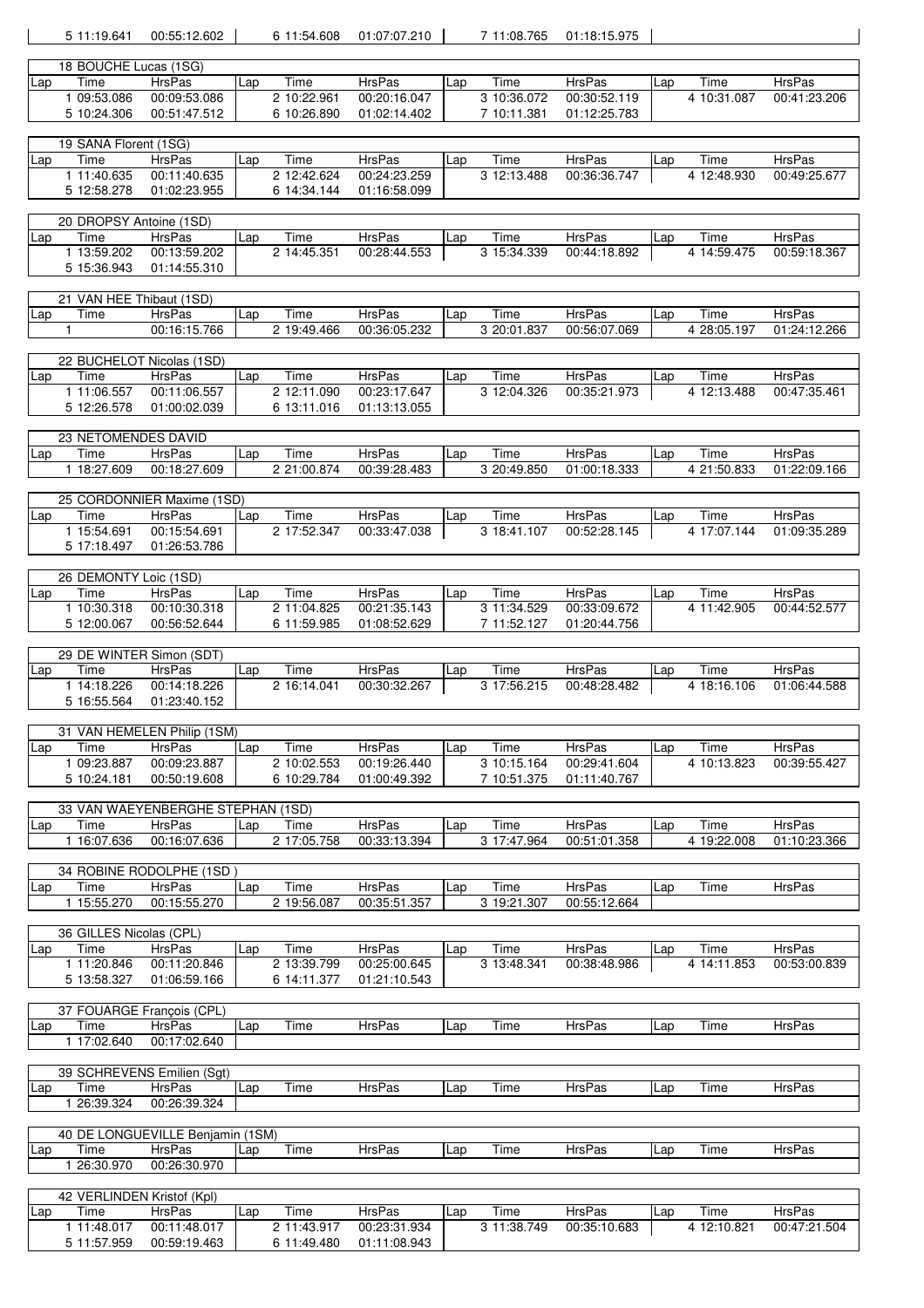| | | | | | | | | | | | |
|---|---|---|---|---|---|---|---|---|---|---|---|
| 5 | 11:19.641 | 00:55:12.602 | 6 | 11:54.608 | 01:07:07.210 | 7 | 11:08.765 | 01:18:15.975 | | | |

**18 BOUCHE Lucas (1SG)**

| Lap | Time | HrsPas | Lap | Time | HrsPas | Lap | Time | HrsPas | Lap | Time | HrsPas |
|---|---|---|---|---|---|---|---|---|---|---|---|
| 1 | 09:53.086 | 00:09:53.086 | 2 | 10:22.961 | 00:20:16.047 | 3 | 10:36.072 | 00:30:52.119 | 4 | 10:31.087 | 00:41:23.206 |
| 5 | 10:24.306 | 00:51:47.512 | 6 | 10:26.890 | 01:02:14.402 | 7 | 10:11.381 | 01:12:25.783 | | | |

**19 SANA Florent (1SG)**

| Lap | Time | HrsPas | Lap | Time | HrsPas | Lap | Time | HrsPas | Lap | Time | HrsPas |
|---|---|---|---|---|---|---|---|---|---|---|---|
| 1 | 11:40.635 | 00:11:40.635 | 2 | 12:42.624 | 00:24:23.259 | 3 | 12:13.488 | 00:36:36.747 | 4 | 12:48.930 | 00:49:25.677 |
| 5 | 12:58.278 | 01:02:23.955 | 6 | 14:34.144 | 01:16:58.099 | | | | | | |

**20 DROPSY Antoine (1SD)**

| Lap | Time | HrsPas | Lap | Time | HrsPas | Lap | Time | HrsPas | Lap | Time | HrsPas |
|---|---|---|---|---|---|---|---|---|---|---|---|
| 1 | 13:59.202 | 00:13:59.202 | 2 | 14:45.351 | 00:28:44.553 | 3 | 15:34.339 | 00:44:18.892 | 4 | 14:59.475 | 00:59:18.367 |
| 5 | 15:36.943 | 01:14:55.310 | | | | | | | | | |

**21 VAN HEE Thibaut (1SD)**

| Lap | Time | HrsPas | Lap | Time | HrsPas | Lap | Time | HrsPas | Lap | Time | HrsPas |
|---|---|---|---|---|---|---|---|---|---|---|---|
| 1 | | 00:16:15.766 | 2 | 19:49.466 | 00:36:05.232 | 3 | 20:01.837 | 00:56:07.069 | 4 | 28:05.197 | 01:24:12.266 |

**22 BUCHELOT Nicolas (1SD)**

| Lap | Time | HrsPas | Lap | Time | HrsPas | Lap | Time | HrsPas | Lap | Time | HrsPas |
|---|---|---|---|---|---|---|---|---|---|---|---|
| 1 | 11:06.557 | 00:11:06.557 | 2 | 12:11.090 | 00:23:17.647 | 3 | 12:04.326 | 00:35:21.973 | 4 | 12:13.488 | 00:47:35.461 |
| 5 | 12:26.578 | 01:00:02.039 | 6 | 13:11.016 | 01:13:13.055 | | | | | | |

**23 NETOMENDES DAVID**

| Lap | Time | HrsPas | Lap | Time | HrsPas | Lap | Time | HrsPas | Lap | Time | HrsPas |
|---|---|---|---|---|---|---|---|---|---|---|---|
| 1 | 18:27.609 | 00:18:27.609 | 2 | 21:00.874 | 00:39:28.483 | 3 | 20:49.850 | 01:00:18.333 | 4 | 21:50.833 | 01:22:09.166 |

**25 CORDONNIER Maxime (1SD)**

| Lap | Time | HrsPas | Lap | Time | HrsPas | Lap | Time | HrsPas | Lap | Time | HrsPas |
|---|---|---|---|---|---|---|---|---|---|---|---|
| 1 | 15:54.691 | 00:15:54.691 | 2 | 17:52.347 | 00:33:47.038 | 3 | 18:41.107 | 00:52:28.145 | 4 | 17:07.144 | 01:09:35.289 |
| 5 | 17:18.497 | 01:26:53.786 | | | | | | | | | |

**26 DEMONTY Loic (1SD)**

| Lap | Time | HrsPas | Lap | Time | HrsPas | Lap | Time | HrsPas | Lap | Time | HrsPas |
|---|---|---|---|---|---|---|---|---|---|---|---|
| 1 | 10:30.318 | 00:10:30.318 | 2 | 11:04.825 | 00:21:35.143 | 3 | 11:34.529 | 00:33:09.672 | 4 | 11:42.905 | 00:44:52.577 |
| 5 | 12:00.067 | 00:56:52.644 | 6 | 11:59.985 | 01:08:52.629 | 7 | 11:52.127 | 01:20:44.756 | | | |

**29 DE WINTER Simon (SDT)**

| Lap | Time | HrsPas | Lap | Time | HrsPas | Lap | Time | HrsPas | Lap | Time | HrsPas |
|---|---|---|---|---|---|---|---|---|---|---|---|
| 1 | 14:18.226 | 00:14:18.226 | 2 | 16:14.041 | 00:30:32.267 | 3 | 17:56.215 | 00:48:28.482 | 4 | 18:16.106 | 01:06:44.588 |
| 5 | 16:55.564 | 01:23:40.152 | | | | | | | | | |

**31 VAN HEMELEN Philip (1SM)**

| Lap | Time | HrsPas | Lap | Time | HrsPas | Lap | Time | HrsPas | Lap | Time | HrsPas |
|---|---|---|---|---|---|---|---|---|---|---|---|
| 1 | 09:23.887 | 00:09:23.887 | 2 | 10:02.553 | 00:19:26.440 | 3 | 10:15.164 | 00:29:41.604 | 4 | 10:13.823 | 00:39:55.427 |
| 5 | 10:24.181 | 00:50:19.608 | 6 | 10:29.784 | 01:00:49.392 | 7 | 10:51.375 | 01:11:40.767 | | | |

**33 VAN WAEYENBERGHE STEPHAN (1SD)**

| Lap | Time | HrsPas | Lap | Time | HrsPas | Lap | Time | HrsPas | Lap | Time | HrsPas |
|---|---|---|---|---|---|---|---|---|---|---|---|
| 1 | 16:07.636 | 00:16:07.636 | 2 | 17:05.758 | 00:33:13.394 | 3 | 17:47.964 | 00:51:01.358 | 4 | 19:22.008 | 01:10:23.366 |

**34 ROBINE RODOLPHE (1SD )**

| Lap | Time | HrsPas | Lap | Time | HrsPas | Lap | Time | HrsPas | Lap | Time | HrsPas |
|---|---|---|---|---|---|---|---|---|---|---|---|
| 1 | 15:55.270 | 00:15:55.270 | 2 | 19:56.087 | 00:35:51.357 | 3 | 19:21.307 | 00:55:12.664 | | | |

**36 GILLES Nicolas (CPL)**

| Lap | Time | HrsPas | Lap | Time | HrsPas | Lap | Time | HrsPas | Lap | Time | HrsPas |
|---|---|---|---|---|---|---|---|---|---|---|---|
| 1 | 11:20.846 | 00:11:20.846 | 2 | 13:39.799 | 00:25:00.645 | 3 | 13:48.341 | 00:38:48.986 | 4 | 14:11.853 | 00:53:00.839 |
| 5 | 13:58.327 | 01:06:59.166 | 6 | 14:11.377 | 01:21:10.543 | | | | | | |

**37 FOUARGE François (CPL)**

| Lap | Time | HrsPas | Lap | Time | HrsPas | Lap | Time | HrsPas | Lap | Time | HrsPas |
|---|---|---|---|---|---|---|---|---|---|---|---|
| 1 | 17:02.640 | 00:17:02.640 | | | | | | | | | |

**39 SCHREVENS Emilien (Sgt)**

| Lap | Time | HrsPas | Lap | Time | HrsPas | Lap | Time | HrsPas | Lap | Time | HrsPas |
|---|---|---|---|---|---|---|---|---|---|---|---|
| 1 | 26:39.324 | 00:26:39.324 | | | | | | | | | |

**40 DE LONGUEVILLE Benjamin (1SM)**

| Lap | Time | HrsPas | Lap | Time | HrsPas | Lap | Time | HrsPas | Lap | Time | HrsPas |
|---|---|---|---|---|---|---|---|---|---|---|---|
| 1 | 26:30.970 | 00:26:30.970 | | | | | | | | | |

**42 VERLINDEN Kristof (Kpl)**

| Lap | Time | HrsPas | Lap | Time | HrsPas | Lap | Time | HrsPas | Lap | Time | HrsPas |
|---|---|---|---|---|---|---|---|---|---|---|---|
| 1 | 11:48.017 | 00:11:48.017 | 2 | 11:43.917 | 00:23:31.934 | 3 | 11:38.749 | 00:35:10.683 | 4 | 12:10.821 | 00:47:21.504 |
| 5 | 11:57.959 | 00:59:19.463 | 6 | 11:49.480 | 01:11:08.943 | | | | | | |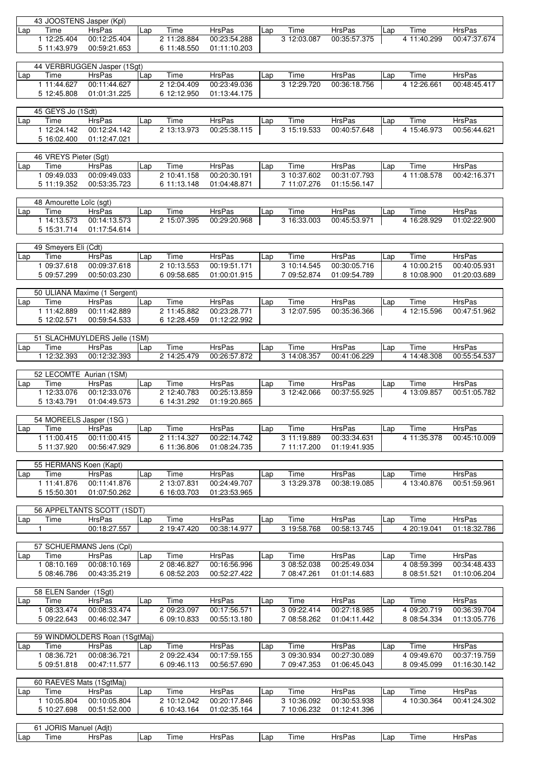**43 JOOSTENS Jasper (Kpl)**

| Lap | Time | HrsPas | Lap | Time | HrsPas | Lap | Time | HrsPas | Lap | Time | HrsPas |
|---|---|---|---|---|---|---|---|---|---|---|---|
| 1 | 12:25.404 | 00:12:25.404 | 2 | 11:28.884 | 00:23:54.288 | 3 | 12:03.087 | 00:35:57.375 | 4 | 11:40.299 | 00:47:37.674 |
| 5 | 11:43.979 | 00:59:21.653 | 6 | 11:48.550 | 01:11:10.203 | | | | | | |

**44 VERBRUGGEN Jasper (1Sgt)**

| Lap | Time | HrsPas | Lap | Time | HrsPas | Lap | Time | HrsPas | Lap | Time | HrsPas |
|---|---|---|---|---|---|---|---|---|---|---|---|
| 1 | 11:44.627 | 00:11:44.627 | 2 | 12:04.409 | 00:23:49.036 | 3 | 12:29.720 | 00:36:18.756 | 4 | 12:26.661 | 00:48:45.417 |
| 5 | 12:45.808 | 01:01:31.225 | 6 | 12:12.950 | 01:13:44.175 | | | | | | |

**45 GEYS Jo (1Sdt)**

| Lap | Time | HrsPas | Lap | Time | HrsPas | Lap | Time | HrsPas | Lap | Time | HrsPas |
|---|---|---|---|---|---|---|---|---|---|---|---|
| 1 | 12:24.142 | 00:12:24.142 | 2 | 13:13.973 | 00:25:38.115 | 3 | 15:19.533 | 00:40:57.648 | 4 | 15:46.973 | 00:56:44.621 |
| 5 | 16:02.400 | 01:12:47.021 | | | | | | | | | |

**46 VREYS Pieter (Sgt)**

| Lap | Time | HrsPas | Lap | Time | HrsPas | Lap | Time | HrsPas | Lap | Time | HrsPas |
|---|---|---|---|---|---|---|---|---|---|---|---|
| 1 | 09:49.033 | 00:09:49.033 | 2 | 10:41.158 | 00:20:30.191 | 3 | 10:37.602 | 00:31:07.793 | 4 | 11:08.578 | 00:42:16.371 |
| 5 | 11:19.352 | 00:53:35.723 | 6 | 11:13.148 | 01:04:48.871 | 7 | 11:07.276 | 01:15:56.147 | | | |

**48 Amourette Loïc (sgt)**

| Lap | Time | HrsPas | Lap | Time | HrsPas | Lap | Time | HrsPas | Lap | Time | HrsPas |
|---|---|---|---|---|---|---|---|---|---|---|---|
| 1 | 14:13.573 | 00:14:13.573 | 2 | 15:07.395 | 00:29:20.968 | 3 | 16:33.003 | 00:45:53.971 | 4 | 16:28.929 | 01:02:22.900 |
| 5 | 15:31.714 | 01:17:54.614 | | | | | | | | | |

**49 Smeyers Eli (Cdt)**

| Lap | Time | HrsPas | Lap | Time | HrsPas | Lap | Time | HrsPas | Lap | Time | HrsPas |
|---|---|---|---|---|---|---|---|---|---|---|---|
| 1 | 09:37.618 | 00:09:37.618 | 2 | 10:13.553 | 00:19:51.171 | 3 | 10:14.545 | 00:30:05.716 | 4 | 10:00.215 | 00:40:05.931 |
| 5 | 09:57.299 | 00:50:03.230 | 6 | 09:58.685 | 01:00:01.915 | 7 | 09:52.874 | 01:09:54.789 | 8 | 10:08.900 | 01:20:03.689 |

**50 ULIANA Maxime (1 Sergent)**

| Lap | Time | HrsPas | Lap | Time | HrsPas | Lap | Time | HrsPas | Lap | Time | HrsPas |
|---|---|---|---|---|---|---|---|---|---|---|---|
| 1 | 11:42.889 | 00:11:42.889 | 2 | 11:45.882 | 00:23:28.771 | 3 | 12:07.595 | 00:35:36.366 | 4 | 12:15.596 | 00:47:51.962 |
| 5 | 12:02.571 | 00:59:54.533 | 6 | 12:28.459 | 01:12:22.992 | | | | | | |

**51 SLACHMUYLDERS Jelle (1SM)**

| Lap | Time | HrsPas | Lap | Time | HrsPas | Lap | Time | HrsPas | Lap | Time | HrsPas |
|---|---|---|---|---|---|---|---|---|---|---|---|
| 1 | 12:32.393 | 00:12:32.393 | 2 | 14:25.479 | 00:26:57.872 | 3 | 14:08.357 | 00:41:06.229 | 4 | 14:48.308 | 00:55:54.537 |

**52 LECOMTE Aurian (1SM)**

| Lap | Time | HrsPas | Lap | Time | HrsPas | Lap | Time | HrsPas | Lap | Time | HrsPas |
|---|---|---|---|---|---|---|---|---|---|---|---|
| 1 | 12:33.076 | 00:12:33.076 | 2 | 12:40.783 | 00:25:13.859 | 3 | 12:42.066 | 00:37:55.925 | 4 | 13:09.857 | 00:51:05.782 |
| 5 | 13:43.791 | 01:04:49.573 | 6 | 14:31.292 | 01:19:20.865 | | | | | | |

**54 MOREELS Jasper (1SG )**

| Lap | Time | HrsPas | Lap | Time | HrsPas | Lap | Time | HrsPas | Lap | Time | HrsPas |
|---|---|---|---|---|---|---|---|---|---|---|---|
| 1 | 11:00.415 | 00:11:00.415 | 2 | 11:14.327 | 00:22:14.742 | 3 | 11:19.889 | 00:33:34.631 | 4 | 11:35.378 | 00:45:10.009 |
| 5 | 11:37.920 | 00:56:47.929 | 6 | 11:36.806 | 01:08:24.735 | 7 | 11:17.200 | 01:19:41.935 | | | |

**55 HERMANS Koen (Kapt)**

| Lap | Time | HrsPas | Lap | Time | HrsPas | Lap | Time | HrsPas | Lap | Time | HrsPas |
|---|---|---|---|---|---|---|---|---|---|---|---|
| 1 | 11:41.876 | 00:11:41.876 | 2 | 13:07.831 | 00:24:49.707 | 3 | 13:29.378 | 00:38:19.085 | 4 | 13:40.876 | 00:51:59.961 |
| 5 | 15:50.301 | 01:07:50.262 | 6 | 16:03.703 | 01:23:53.965 | | | | | | |

**56 APPELTANTS SCOTT (1SDT)**

| Lap | Time | HrsPas | Lap | Time | HrsPas | Lap | Time | HrsPas | Lap | Time | HrsPas |
|---|---|---|---|---|---|---|---|---|---|---|---|
| 1 | | 00:18:27.557 | 2 | 19:47.420 | 00:38:14.977 | 3 | 19:58.768 | 00:58:13.745 | 4 | 20:19.041 | 01:18:32.786 |

**57 SCHUERMANS Jens (Cpl)**

| Lap | Time | HrsPas | Lap | Time | HrsPas | Lap | Time | HrsPas | Lap | Time | HrsPas |
|---|---|---|---|---|---|---|---|---|---|---|---|
| 1 | 08:10.169 | 00:08:10.169 | 2 | 08:46.827 | 00:16:56.996 | 3 | 08:52.038 | 00:25:49.034 | 4 | 08:59.399 | 00:34:48.433 |
| 5 | 08:46.786 | 00:43:35.219 | 6 | 08:52.203 | 00:52:27.422 | 7 | 08:47.261 | 01:01:14.683 | 8 | 08:51.521 | 01:10:06.204 |

**58 ELEN Sander (1Sgt)**

| Lap | Time | HrsPas | Lap | Time | HrsPas | Lap | Time | HrsPas | Lap | Time | HrsPas |
|---|---|---|---|---|---|---|---|---|---|---|---|
| 1 | 08:33.474 | 00:08:33.474 | 2 | 09:23.097 | 00:17:56.571 | 3 | 09:22.414 | 00:27:18.985 | 4 | 09:20.719 | 00:36:39.704 |
| 5 | 09:22.643 | 00:46:02.347 | 6 | 09:10.833 | 00:55:13.180 | 7 | 08:58.262 | 01:04:11.442 | 8 | 08:54.334 | 01:13:05.776 |

**59 WINDMOLDERS Roan (1SgtMaj)**

| Lap | Time | HrsPas | Lap | Time | HrsPas | Lap | Time | HrsPas | Lap | Time | HrsPas |
|---|---|---|---|---|---|---|---|---|---|---|---|
| 1 | 08:36.721 | 00:08:36.721 | 2 | 09:22.434 | 00:17:59.155 | 3 | 09:30.934 | 00:27:30.089 | 4 | 09:49.670 | 00:37:19.759 |
| 5 | 09:51.818 | 00:47:11.577 | 6 | 09:46.113 | 00:56:57.690 | 7 | 09:47.353 | 01:06:45.043 | 8 | 09:45.099 | 01:16:30.142 |

**60 RAEVES Mats (1SgtMaj)**

| Lap | Time | HrsPas | Lap | Time | HrsPas | Lap | Time | HrsPas | Lap | Time | HrsPas |
|---|---|---|---|---|---|---|---|---|---|---|---|
| 1 | 10:05.804 | 00:10:05.804 | 2 | 10:12.042 | 00:20:17.846 | 3 | 10:36.092 | 00:30:53.938 | 4 | 10:30.364 | 00:41:24.302 |
| 5 | 10:27.698 | 00:51:52.000 | 6 | 10:43.164 | 01:02:35.164 | 7 | 10:06.232 | 01:12:41.396 | | | |

**61 JORIS Manuel (Adjt)**

| Lap | Time | HrsPas | Lap | Time | HrsPas | Lap | Time | HrsPas | Lap | Time | HrsPas |
|---|---|---|---|---|---|---|---|---|---|---|---|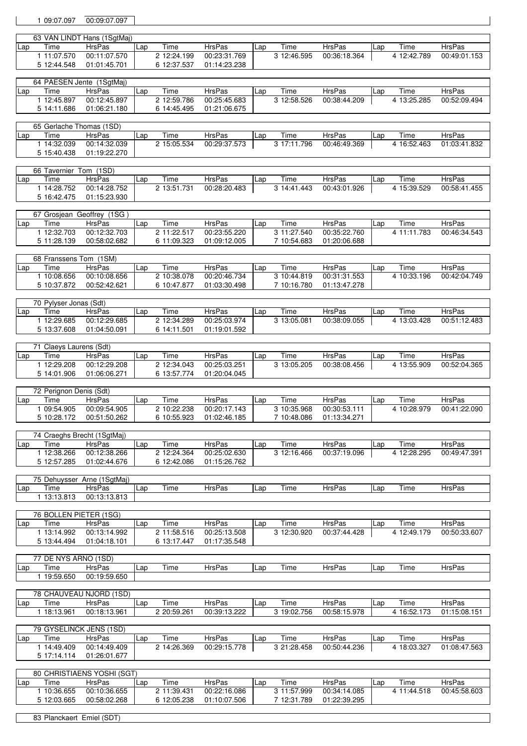| | |
|---|---|
| 1 09:07.097 | 00:09:07.097 |

63 VAN LINDT Hans (1SgtMaj)

| Lap | Time | HrsPas | Lap | Time | HrsPas | Lap | Time | HrsPas | Lap | Time | HrsPas |
|---|---|---|---|---|---|---|---|---|---|---|---|
| 1 | 11:07.570 | 00:11:07.570 | 2 | 12:24.199 | 00:23:31.769 | 3 | 12:46.595 | 00:36:18.364 | 4 | 12:42.789 | 00:49:01.153 |
| 5 | 12:44.548 | 01:01:45.701 | 6 | 12:37.537 | 01:14:23.238 | | | | | | |

64 PAESEN Jente (1SgtMaj)

| Lap | Time | HrsPas | Lap | Time | HrsPas | Lap | Time | HrsPas | Lap | Time | HrsPas |
|---|---|---|---|---|---|---|---|---|---|---|---|
| 1 | 12:45.897 | 00:12:45.897 | 2 | 12:59.786 | 00:25:45.683 | 3 | 12:58.526 | 00:38:44.209 | 4 | 13:25.285 | 00:52:09.494 |
| 5 | 14:11.686 | 01:06:21.180 | 6 | 14:45.495 | 01:21:06.675 | | | | | | |

65 Gerlache Thomas (1SD)

| Lap | Time | HrsPas | Lap | Time | HrsPas | Lap | Time | HrsPas | Lap | Time | HrsPas |
|---|---|---|---|---|---|---|---|---|---|---|---|
| 1 | 14:32.039 | 00:14:32.039 | 2 | 15:05.534 | 00:29:37.573 | 3 | 17:11.796 | 00:46:49.369 | 4 | 16:52.463 | 01:03:41.832 |
| 5 | 15:40.438 | 01:19:22.270 | | | | | | | | | |

66 Tavernier Tom (1SD)

| Lap | Time | HrsPas | Lap | Time | HrsPas | Lap | Time | HrsPas | Lap | Time | HrsPas |
|---|---|---|---|---|---|---|---|---|---|---|---|
| 1 | 14:28.752 | 00:14:28.752 | 2 | 13:51.731 | 00:28:20.483 | 3 | 14:41.443 | 00:43:01.926 | 4 | 15:39.529 | 00:58:41.455 |
| 5 | 16:42.475 | 01:15:23.930 | | | | | | | | | |

67 Grosjean Geoffrey (1SG )

| Lap | Time | HrsPas | Lap | Time | HrsPas | Lap | Time | HrsPas | Lap | Time | HrsPas |
|---|---|---|---|---|---|---|---|---|---|---|---|
| 1 | 12:32.703 | 00:12:32.703 | 2 | 11:22.517 | 00:23:55.220 | 3 | 11:27.540 | 00:35:22.760 | 4 | 11:11.783 | 00:46:34.543 |
| 5 | 11:28.139 | 00:58:02.682 | 6 | 11:09.323 | 01:09:12.005 | 7 | 10:54.683 | 01:20:06.688 | | | |

68 Franssens Tom (1SM)

| Lap | Time | HrsPas | Lap | Time | HrsPas | Lap | Time | HrsPas | Lap | Time | HrsPas |
|---|---|---|---|---|---|---|---|---|---|---|---|
| 1 | 10:08.656 | 00:10:08.656 | 2 | 10:38.078 | 00:20:46.734 | 3 | 10:44.819 | 00:31:31.553 | 4 | 10:33.196 | 00:42:04.749 |
| 5 | 10:37.872 | 00:52:42.621 | 6 | 10:47.877 | 01:03:30.498 | 7 | 10:16.780 | 01:13:47.278 | | | |

70 Pylyser Jonas (Sdt)

| Lap | Time | HrsPas | Lap | Time | HrsPas | Lap | Time | HrsPas | Lap | Time | HrsPas |
|---|---|---|---|---|---|---|---|---|---|---|---|
| 1 | 12:29.685 | 00:12:29.685 | 2 | 12:34.289 | 00:25:03.974 | 3 | 13:05.081 | 00:38:09.055 | 4 | 13:03.428 | 00:51:12.483 |
| 5 | 13:37.608 | 01:04:50.091 | 6 | 14:11.501 | 01:19:01.592 | | | | | | |

71 Claeys Laurens (Sdt)

| Lap | Time | HrsPas | Lap | Time | HrsPas | Lap | Time | HrsPas | Lap | Time | HrsPas |
|---|---|---|---|---|---|---|---|---|---|---|---|
| 1 | 12:29.208 | 00:12:29.208 | 2 | 12:34.043 | 00:25:03.251 | 3 | 13:05.205 | 00:38:08.456 | 4 | 13:55.909 | 00:52:04.365 |
| 5 | 14:01.906 | 01:06:06.271 | 6 | 13:57.774 | 01:20:04.045 | | | | | | |

72 Perignon Denis (Sdt)

| Lap | Time | HrsPas | Lap | Time | HrsPas | Lap | Time | HrsPas | Lap | Time | HrsPas |
|---|---|---|---|---|---|---|---|---|---|---|---|
| 1 | 09:54.905 | 00:09:54.905 | 2 | 10:22.238 | 00:20:17.143 | 3 | 10:35.968 | 00:30:53.111 | 4 | 10:28.979 | 00:41:22.090 |
| 5 | 10:28.172 | 00:51:50.262 | 6 | 10:55.923 | 01:02:46.185 | 7 | 10:48.086 | 01:13:34.271 | | | |

74 Craeghs Brecht (1SgtMaj)

| Lap | Time | HrsPas | Lap | Time | HrsPas | Lap | Time | HrsPas | Lap | Time | HrsPas |
|---|---|---|---|---|---|---|---|---|---|---|---|
| 1 | 12:38.266 | 00:12:38.266 | 2 | 12:24.364 | 00:25:02.630 | 3 | 12:16.466 | 00:37:19.096 | 4 | 12:28.295 | 00:49:47.391 |
| 5 | 12:57.285 | 01:02:44.676 | 6 | 12:42.086 | 01:15:26.762 | | | | | | |

75 Dehuysser Arne (1SgtMaj)

| Lap | Time | HrsPas | Lap | Time | HrsPas | Lap | Time | HrsPas | Lap | Time | HrsPas |
|---|---|---|---|---|---|---|---|---|---|---|---|
| 1 | 13:13.813 | 00:13:13.813 | | | | | | | | | |

76 BOLLEN PIETER (1SG)

| Lap | Time | HrsPas | Lap | Time | HrsPas | Lap | Time | HrsPas | Lap | Time | HrsPas |
|---|---|---|---|---|---|---|---|---|---|---|---|
| 1 | 13:14.992 | 00:13:14.992 | 2 | 11:58.516 | 00:25:13.508 | 3 | 12:30.920 | 00:37:44.428 | 4 | 12:49.179 | 00:50:33.607 |
| 5 | 13:44.494 | 01:04:18.101 | 6 | 13:17.447 | 01:17:35.548 | | | | | | |

77 DE NYS ARNO (1SD)

| Lap | Time | HrsPas | Lap | Time | HrsPas | Lap | Time | HrsPas | Lap | Time | HrsPas |
|---|---|---|---|---|---|---|---|---|---|---|---|
| 1 | 19:59.650 | 00:19:59.650 | | | | | | | | | |

78 CHAUVEAU NJORD (1SD)

| Lap | Time | HrsPas | Lap | Time | HrsPas | Lap | Time | HrsPas | Lap | Time | HrsPas |
|---|---|---|---|---|---|---|---|---|---|---|---|
| 1 | 18:13.961 | 00:18:13.961 | 2 | 20:59.261 | 00:39:13.222 | 3 | 19:02.756 | 00:58:15.978 | 4 | 16:52.173 | 01:15:08.151 |

79 GYSELINCK JENS (1SD)

| Lap | Time | HrsPas | Lap | Time | HrsPas | Lap | Time | HrsPas | Lap | Time | HrsPas |
|---|---|---|---|---|---|---|---|---|---|---|---|
| 1 | 14:49.409 | 00:14:49.409 | 2 | 14:26.369 | 00:29:15.778 | 3 | 21:28.458 | 00:50:44.236 | 4 | 18:03.327 | 01:08:47.563 |
| 5 | 17:14.114 | 01:26:01.677 | | | | | | | | | |

80 CHRISTIAENS YOSHI (SGT)

| Lap | Time | HrsPas | Lap | Time | HrsPas | Lap | Time | HrsPas | Lap | Time | HrsPas |
|---|---|---|---|---|---|---|---|---|---|---|---|
| 1 | 10:36.655 | 00:10:36.655 | 2 | 11:39.431 | 00:22:16.086 | 3 | 11:57.999 | 00:34:14.085 | 4 | 11:44.518 | 00:45:58.603 |
| 5 | 12:03.665 | 00:58:02.268 | 6 | 12:05.238 | 01:10:07.506 | 7 | 12:31.789 | 01:22:39.295 | | | |

83 Planckaert Emiel (SDT)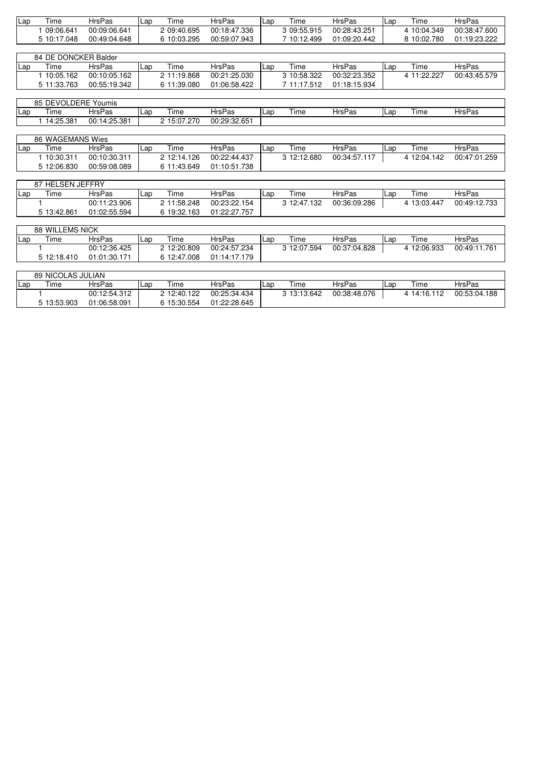| Lap | Time | HrsPas | Lap | Time | HrsPas | Lap | Time | HrsPas | Lap | Time | HrsPas |
|---|---|---|---|---|---|---|---|---|---|---|---|
| 1 | 09:06.641 | 00:09:06.641 | 2 | 09:40.695 | 00:18:47.336 | 3 | 09:55.915 | 00:28:43.251 | 4 | 10:04.349 | 00:38:47.600 |
| 5 | 10:17.048 | 00:49:04.648 | 6 | 10:03.295 | 00:59:07.943 | 7 | 10:12.499 | 01:09:20.442 | 8 | 10:02.780 | 01:19:23.222 |

84 DE DONCKER Balder

| Lap | Time | HrsPas | Lap | Time | HrsPas | Lap | Time | HrsPas | Lap | Time | HrsPas |
|---|---|---|---|---|---|---|---|---|---|---|---|
| 1 | 10:05.162 | 00:10:05.162 | 2 | 11:19.868 | 00:21:25.030 | 3 | 10:58.322 | 00:32:23.352 | 4 | 11:22.227 | 00:43:45.579 |
| 5 | 11:33.763 | 00:55:19.342 | 6 | 11:39.080 | 01:06:58.422 | 7 | 11:17.512 | 01:18:15.934 | | | |

85 DEVOLDERE Youmis

| Lap | Time | HrsPas | Lap | Time | HrsPas | Lap | Time | HrsPas | Lap | Time | HrsPas |
|---|---|---|---|---|---|---|---|---|---|---|---|
| 1 | 14:25.381 | 00:14:25.381 | 2 | 15:07.270 | 00:29:32.651 | | | | | | |

86 WAGEMANS Wies

| Lap | Time | HrsPas | Lap | Time | HrsPas | Lap | Time | HrsPas | Lap | Time | HrsPas |
|---|---|---|---|---|---|---|---|---|---|---|---|
| 1 | 10:30.311 | 00:10:30.311 | 2 | 12:14.126 | 00:22:44.437 | 3 | 12:12.680 | 00:34:57.117 | 4 | 12:04.142 | 00:47:01.259 |
| 5 | 12:06.830 | 00:59:08.089 | 6 | 11:43.649 | 01:10:51.738 | | | | | | |

87 HELSEN JEFFRY

| Lap | Time | HrsPas | Lap | Time | HrsPas | Lap | Time | HrsPas | Lap | Time | HrsPas |
|---|---|---|---|---|---|---|---|---|---|---|---|
| 1 | | 00:11:23.906 | 2 | 11:58.248 | 00:23:22.154 | 3 | 12:47.132 | 00:36:09.286 | 4 | 13:03.447 | 00:49:12.733 |
| 5 | 13:42.861 | 01:02:55.594 | 6 | 19:32.163 | 01:22:27.757 | | | | | | |

88 WILLEMS NICK

| Lap | Time | HrsPas | Lap | Time | HrsPas | Lap | Time | HrsPas | Lap | Time | HrsPas |
|---|---|---|---|---|---|---|---|---|---|---|---|
| 1 | | 00:12:36.425 | 2 | 12:20.809 | 00:24:57.234 | 3 | 12:07.594 | 00:37:04.828 | 4 | 12:06.933 | 00:49:11.761 |
| 5 | 12:18.410 | 01:01:30.171 | 6 | 12:47.008 | 01:14:17.179 | | | | | | |

89 NICOLAS JULIAN

| Lap | Time | HrsPas | Lap | Time | HrsPas | Lap | Time | HrsPas | Lap | Time | HrsPas |
|---|---|---|---|---|---|---|---|---|---|---|---|
| 1 | | 00:12:54.312 | 2 | 12:40.122 | 00:25:34.434 | 3 | 13:13.642 | 00:38:48.076 | 4 | 14:16.112 | 00:53:04.188 |
| 5 | 13:53.903 | 01:06:58.091 | 6 | 15:30.554 | 01:22:28.645 | | | | | | |